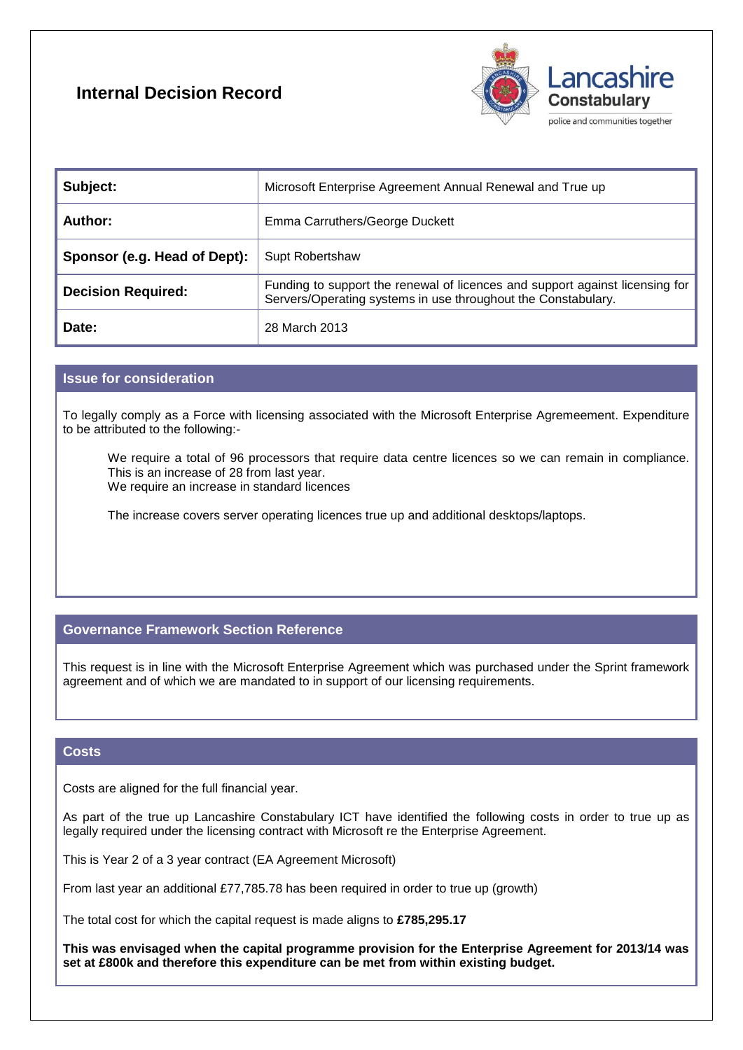# Internal Decision Record

Lancashire Constabulary

police and communities together

| | |
|---|---|
| **Subject:** | Microsoft Enterprise Agreement Annual Renewal and True up |
| **Author:** | Emma Carruthers/George Duckett |
| **Sponsor (e.g. Head of Dept):** | Supt Robertshaw |
| **Decision Required:** | Funding to support the renewal of licences and support against licensing for Servers/Operating systems in use throughout the Constabulary. |
| **Date:** | 28 March 2013 |

## Issue for consideration

To legally comply as a Force with licensing associated with the Microsoft Enterprise Agremeement. Expenditure to be attributed to the following:-

> We require a total of 96 processors that require data centre licences so we can remain in compliance. This is an increase of 28 from last year.
> We require an increase in standard licences
>
> The increase covers server operating licences true up and additional desktops/laptops.

## Governance Framework Section Reference

This request is in line with the Microsoft Enterprise Agreement which was purchased under the Sprint framework agreement and of which we are mandated to in support of our licensing requirements.

## Costs

Costs are aligned for the full financial year.

As part of the true up Lancashire Constabulary ICT have identified the following costs in order to true up as legally required under the licensing contract with Microsoft re the Enterprise Agreement.

This is Year 2 of a 3 year contract (EA Agreement Microsoft)

From last year an additional £77,785.78 has been required in order to true up (growth)

The total cost for which the capital request is made aligns to **£785,295.17**

**This was envisaged when the capital programme provision for the Enterprise Agreement for 2013/14 was set at £800k and therefore this expenditure can be met from within existing budget.**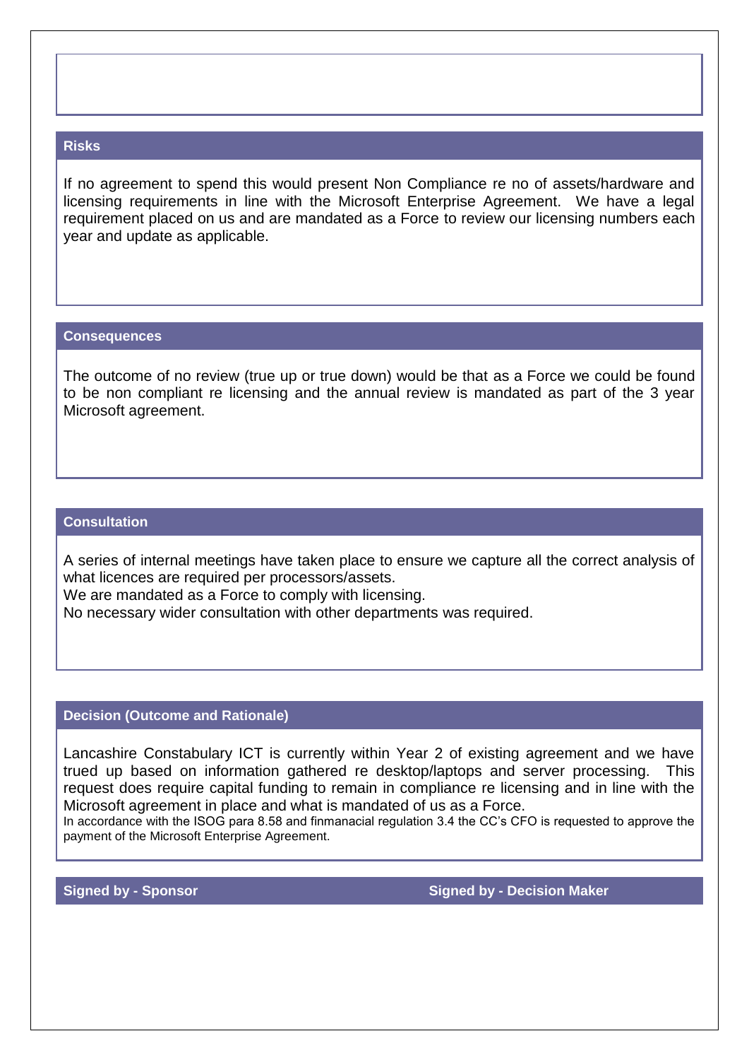## Risks

If no agreement to spend this would present Non Compliance re no of assets/hardware and licensing requirements in line with the Microsoft Enterprise Agreement. We have a legal requirement placed on us and are mandated as a Force to review our licensing numbers each year and update as applicable.

## Consequences

The outcome of no review (true up or true down) would be that as a Force we could be found to be non compliant re licensing and the annual review is mandated as part of the 3 year Microsoft agreement.

## Consultation

A series of internal meetings have taken place to ensure we capture all the correct analysis of what licences are required per processors/assets.
We are mandated as a Force to comply with licensing.
No necessary wider consultation with other departments was required.

## Decision (Outcome and Rationale)

Lancashire Constabulary ICT is currently within Year 2 of existing agreement and we have trued up based on information gathered re desktop/laptops and server processing. This request does require capital funding to remain in compliance re licensing and in line with the Microsoft agreement in place and what is mandated of us as a Force.
In accordance with the ISOG para 8.58 and finmanacial regulation 3.4 the CC's CFO is requested to approve the payment of the Microsoft Enterprise Agreement.

| Signed by - Sponsor | Signed by - Decision Maker |
| --- | --- |
| | |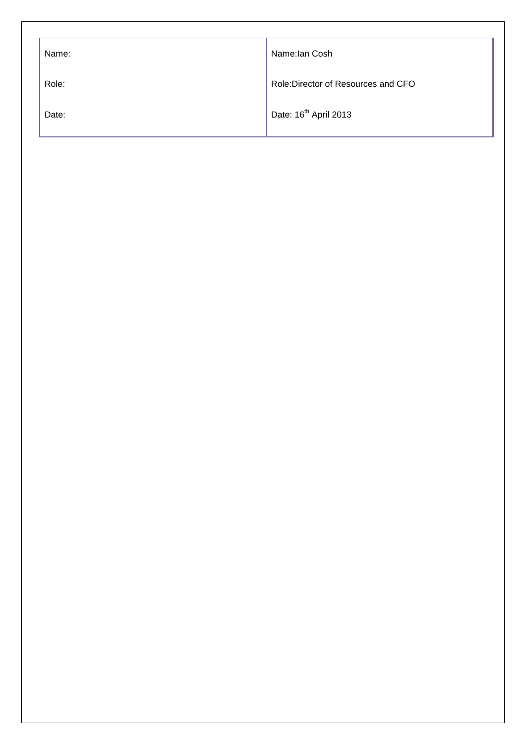| | |
|---|---|
| Name: | Name:Ian Cosh |
| Role: | Role:Director of Resources and CFO |
| Date: | Date: 16th April 2013 |